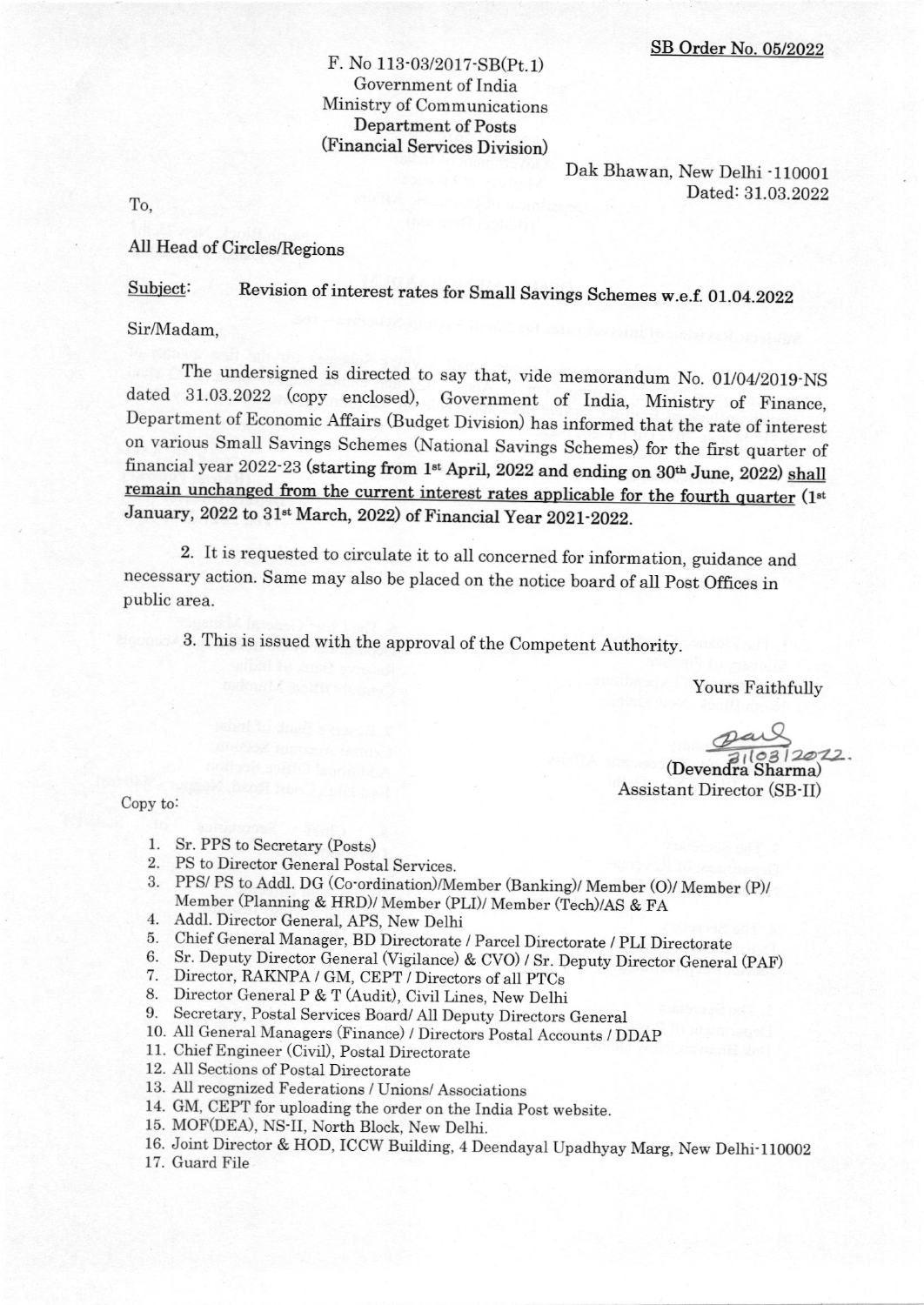**SB Order No. 05/2022**

F. No 113-03/2017-SB(Pt.1)
Government of India
Ministry of Communications
Department of Posts
(Financial Services Division)

Dak Bhawan, New Delhi -110001
Dated: 31.03.2022

To,

All Head of Circles/Regions

Subject: Revision of interest rates for Small Savings Schemes w.e.f. 01.04.2022

Sir/Madam,

The undersigned is directed to say that, vide memorandum No. 01/04/2019-NS dated 31.03.2022 (copy enclosed), Government of India, Ministry of Finance, Department of Economic Affairs (Budget Division) has informed that the rate of interest on various Small Savings Schemes (National Savings Schemes) for the first quarter of financial year 2022-23 **(starting from 1st April, 2022 and ending on 30th June, 2022)** shall remain unchanged from the current interest rates applicable for the fourth quarter (1st January, 2022 to 31st March, 2022) of Financial Year 2021-2022.

2. It is requested to circulate it to all concerned for information, guidance and necessary action. Same may also be placed on the notice board of all Post Offices in public area.

3. This is issued with the approval of the Competent Authority.

Yours Faithfully

31/03/2022.
(Devendra Sharma)
Assistant Director (SB-II)

Copy to:

1. Sr. PPS to Secretary (Posts)
2. PS to Director General Postal Services.
3. PPS/ PS to Addl. DG (Co-ordination)/Member (Banking)/ Member (O)/ Member (P)/ Member (Planning & HRD)/ Member (PLI)/ Member (Tech)/AS & FA
4. Addl. Director General, APS, New Delhi
5. Chief General Manager, BD Directorate / Parcel Directorate / PLI Directorate
6. Sr. Deputy Director General (Vigilance) & CVO) / Sr. Deputy Director General (PAF)
7. Director, RAKNPA / GM, CEPT / Directors of all PTCs
8. Director General P & T (Audit), Civil Lines, New Delhi
9. Secretary, Postal Services Board/ All Deputy Directors General
10. All General Managers (Finance) / Directors Postal Accounts / DDAP
11. Chief Engineer (Civil), Postal Directorate
12. All Sections of Postal Directorate
13. All recognized Federations / Unions/ Associations
14. GM, CEPT for uploading the order on the India Post website.
15. MOF(DEA), NS-II, North Block, New Delhi.
16. Joint Director & HOD, ICCW Building, 4 Deendayal Upadhyay Marg, New Delhi-110002
17. Guard File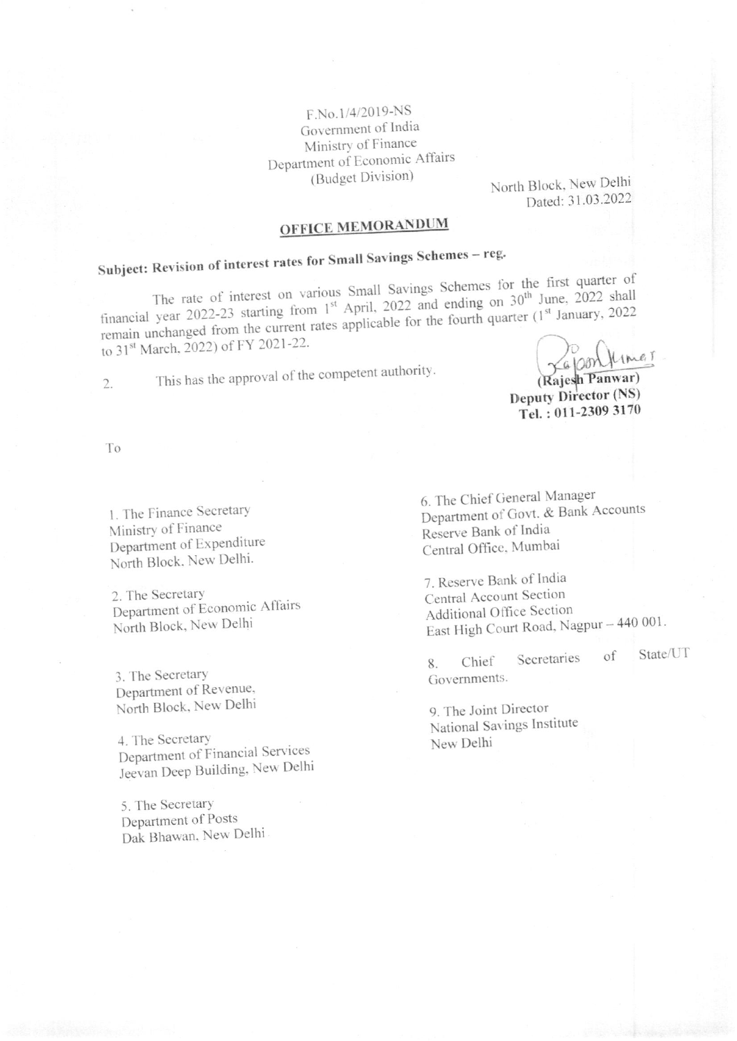F.No.1/4/2019-NS
Government of India
Ministry of Finance
Department of Economic Affairs
(Budget Division)

North Block, New Delhi
Dated: 31.03.2022

## OFFICE MEMORANDUM

**Subject: Revision of interest rates for Small Savings Schemes – reg.**

The rate of interest on various Small Savings Schemes for the first quarter of financial year 2022-23 starting from 1st April, 2022 and ending on 30th June, 2022 shall remain unchanged from the current rates applicable for the fourth quarter (1st January, 2022 to 31st March, 2022) of FY 2021-22.

2. This has the approval of the competent authority.

**(Rajesh Panwar)**
**Deputy Director (NS)**
**Tel. : 011-2309 3170**

To

1. The Finance Secretary
Ministry of Finance
Department of Expenditure
North Block, New Delhi.

2. The Secretary
Department of Economic Affairs
North Block, New Delhi

3. The Secretary
Department of Revenue,
North Block, New Delhi

4. The Secretary
Department of Financial Services
Jeevan Deep Building, New Delhi

5. The Secretary
Department of Posts
Dak Bhawan, New Delhi

6. The Chief General Manager
Department of Govt. & Bank Accounts
Reserve Bank of India
Central Office, Mumbai

7. Reserve Bank of India
Central Account Section
Additional Office Section
East High Court Road, Nagpur – 440 001.

8. Chief Secretaries of State/UT Governments.

9. The Joint Director
National Savings Institute
New Delhi